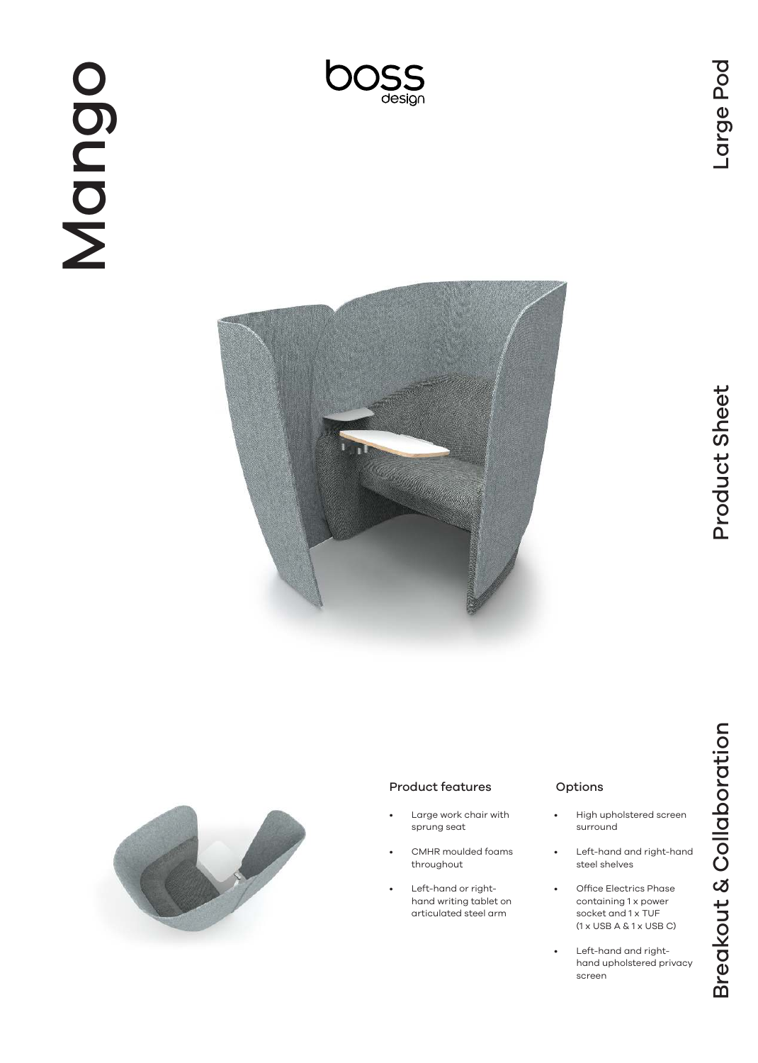# Mango

boss design

Large Pod

Product Sheet

Breakout & Collaboration

### Product features

- Large work chair with sprung seat
- CMHR moulded foams throughout
- Left-hand or right-hand writing tablet on articulated steel arm

### Options

- High upholstered screen surround
- Left-hand and right-hand steel shelves
- Office Electrics Phase containing 1 x power socket and 1 x TUF (1 x USB A & 1 x USB C)
- Left-hand and right-hand upholstered privacy screen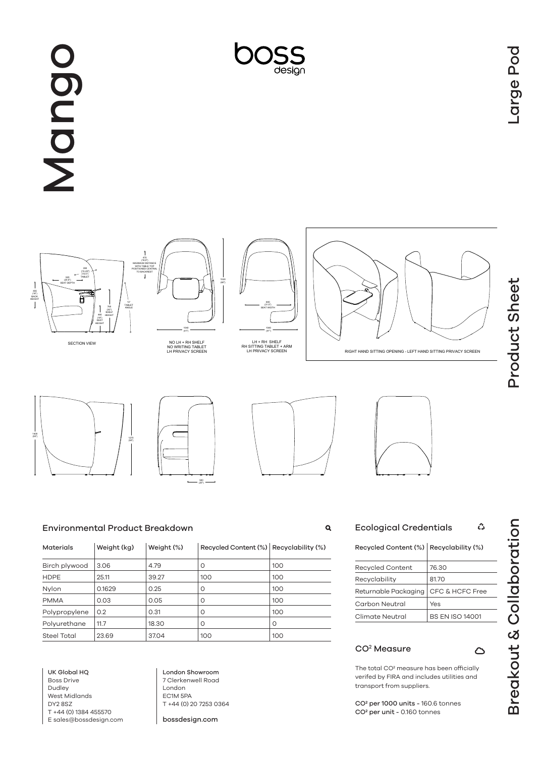# Mango

boss design

Large Pod

Product Sheet

Breakout & Collaboration

SECTION VIEW

NO LH + RH SHELF
NO WRITING TABLET
LH PRIVACY SCREEN

LH + RH SHELF
RH SITTING TABLET + ARM
LH PRIVACY SCREEN

RIGHT HAND SITTING OPENING - LEFT HAND SITTING PRIVACY SCREEN

## Environmental Product Breakdown

| Materials | Weight (kg) | Weight (%) | Recycled Content (%) | Recyclability (%) |
|---|---|---|---|---|
| Birch plywood | 3.06 | 4.79 | 0 | 100 |
| HDPE | 25.11 | 39.27 | 100 | 100 |
| Nylon | 0.1629 | 0.25 | 0 | 100 |
| PMMA | 0.03 | 0.05 | 0 | 100 |
| Polypropylene | 0.2 | 0.31 | 0 | 100 |
| Polyurethane | 11.7 | 18.30 | 0 | 0 |
| Steel Total | 23.69 | 37.04 | 100 | 100 |

## Ecological Credentials

| Recycled Content (%) | Recyclability (%) |
|---|---|
| Recycled Content | 76.30 |
| Recyclability | 81.70 |
| Returnable Packaging | CFC & HCFC Free |
| Carbon Neutral | Yes |
| Climate Neutral | BS EN ISO 14001 |

## $CO^2$ Measure

The total $CO^2$ measure has been officially verifed by FIRA and includes utilities and transport from suppliers.

**$CO^2$ per 1000 units** - 160.6 tonnes
**$CO^2$ per unit** - 0.160 tonnes

UK Global HQ
Boss Drive
Dudley
West Midlands
DY2 8SZ
T +44 (0) 1384 455570
E sales@bossdesign.com

London Showroom
7 Clerkenwell Road
London
EC1M 5PA
T +44 (0) 20 7253 0364

bossdesign.com